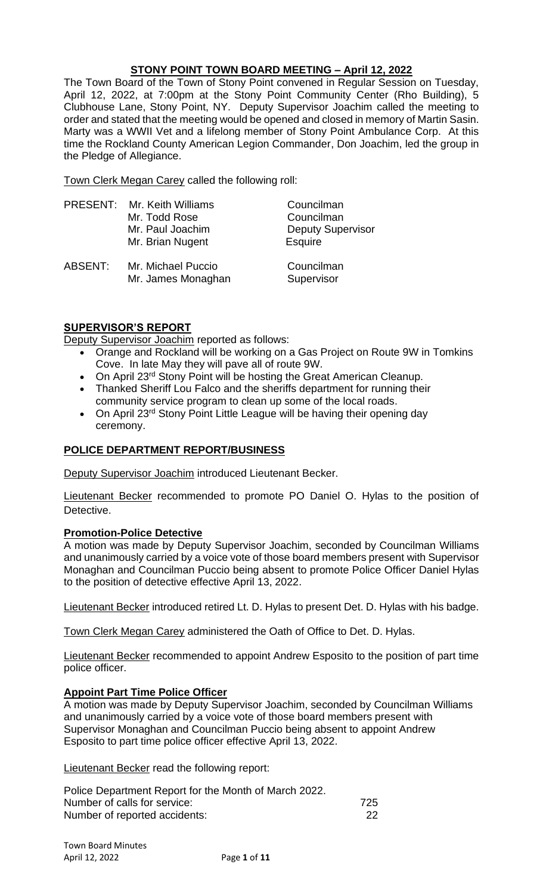# STONY POINT TOWN BOARD MEETING – April 12, 2022

The Town Board of the Town of Stony Point convened in Regular Session on Tuesday, April 12, 2022, at 7:00pm at the Stony Point Community Center (Rho Building), 5 Clubhouse Lane, Stony Point, NY. Deputy Supervisor Joachim called the meeting to order and stated that the meeting would be opened and closed in memory of Martin Sasin. Marty was a WWII Vet and a lifelong member of Stony Point Ambulance Corp. At this time the Rockland County American Legion Commander, Don Joachim, led the group in the Pledge of Allegiance.

Town Clerk Megan Carey called the following roll:

| | | |
|---|---|---|
| PRESENT: | Mr. Keith Williams | Councilman |
| | Mr. Todd Rose | Councilman |
| | Mr. Paul Joachim | Deputy Supervisor |
| | Mr. Brian Nugent | Esquire |
| ABSENT: | Mr. Michael Puccio | Councilman |
| | Mr. James Monaghan | Supervisor |

## SUPERVISOR'S REPORT

Deputy Supervisor Joachim reported as follows:

- Orange and Rockland will be working on a Gas Project on Route 9W in Tomkins Cove. In late May they will pave all of route 9W.
- On April 23rd Stony Point will be hosting the Great American Cleanup.
- Thanked Sheriff Lou Falco and the sheriffs department for running their community service program to clean up some of the local roads.
- On April 23rd Stony Point Little League will be having their opening day ceremony.

## POLICE DEPARTMENT REPORT/BUSINESS

Deputy Supervisor Joachim introduced Lieutenant Becker.

Lieutenant Becker recommended to promote PO Daniel O. Hylas to the position of Detective.

### Promotion-Police Detective

A motion was made by Deputy Supervisor Joachim, seconded by Councilman Williams and unanimously carried by a voice vote of those board members present with Supervisor Monaghan and Councilman Puccio being absent to promote Police Officer Daniel Hylas to the position of detective effective April 13, 2022.

Lieutenant Becker introduced retired Lt. D. Hylas to present Det. D. Hylas with his badge.

Town Clerk Megan Carey administered the Oath of Office to Det. D. Hylas.

Lieutenant Becker recommended to appoint Andrew Esposito to the position of part time police officer.

### Appoint Part Time Police Officer

A motion was made by Deputy Supervisor Joachim, seconded by Councilman Williams and unanimously carried by a voice vote of those board members present with Supervisor Monaghan and Councilman Puccio being absent to appoint Andrew Esposito to part time police officer effective April 13, 2022.

Lieutenant Becker read the following report:

Police Department Report for the Month of March 2022.

| | |
|---|---|
| Number of calls for service: | 725 |
| Number of reported accidents: | 22 |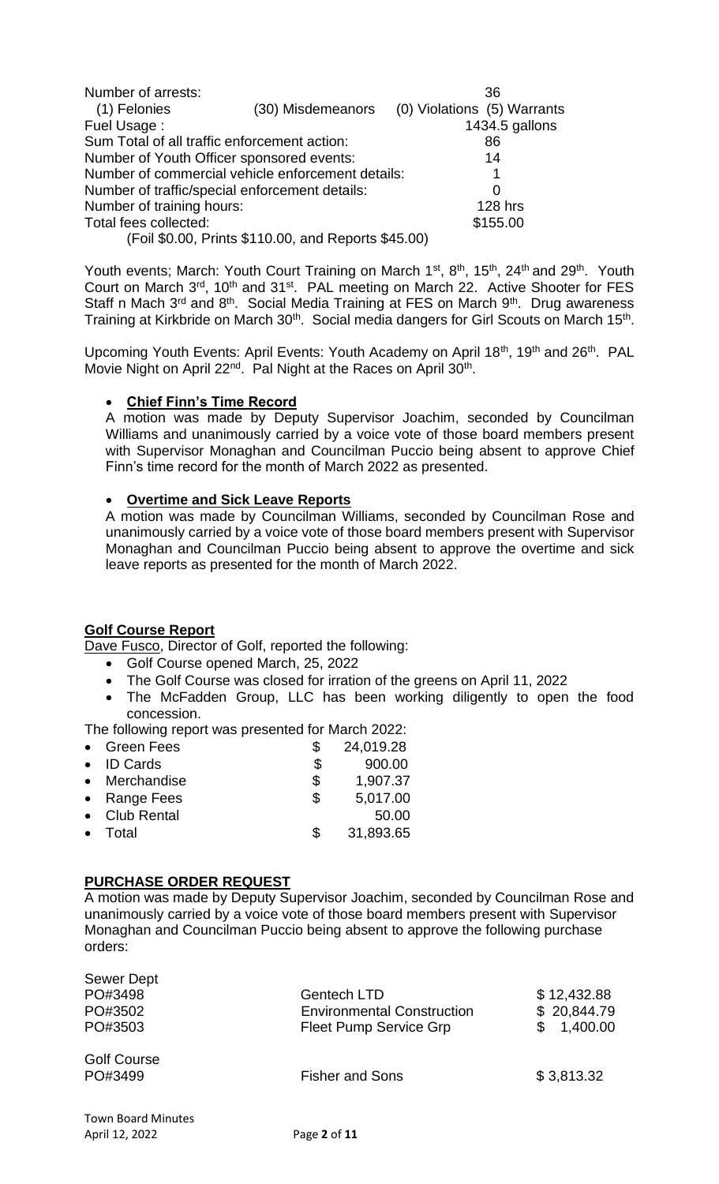| | | |
|---|---|---|
| Number of arrests: | | 36 |
| (1) Felonies | (30) Misdemeanors | (0) Violations (5) Warrants |
| Fuel Usage : | | 1434.5 gallons |
| Sum Total of all traffic enforcement action: | | 86 |
| Number of Youth Officer sponsored events: | | 14 |
| Number of commercial vehicle enforcement details: | | 1 |
| Number of traffic/special enforcement details: | | 0 |
| Number of training hours: | | 128 hrs |
| Total fees collected: | | $155.00 |
| (Foil $0.00, Prints $110.00, and Reports $45.00) | | |

Youth events; March: Youth Court Training on March 1st, 8th, 15th, 24th and 29th. Youth Court on March 3rd, 10th and 31st. PAL meeting on March 22. Active Shooter for FES Staff n Mach 3rd and 8th. Social Media Training at FES on March 9th. Drug awareness Training at Kirkbride on March 30th. Social media dangers for Girl Scouts on March 15th.

Upcoming Youth Events: April Events: Youth Academy on April 18th, 19th and 26th. PAL Movie Night on April 22nd. Pal Night at the Races on April 30th.

- **Chief Finn's Time Record**

A motion was made by Deputy Supervisor Joachim, seconded by Councilman Williams and unanimously carried by a voice vote of those board members present with Supervisor Monaghan and Councilman Puccio being absent to approve Chief Finn's time record for the month of March 2022 as presented.

- **Overtime and Sick Leave Reports**

A motion was made by Councilman Williams, seconded by Councilman Rose and unanimously carried by a voice vote of those board members present with Supervisor Monaghan and Councilman Puccio being absent to approve the overtime and sick leave reports as presented for the month of March 2022.

**Golf Course Report**

Dave Fusco, Director of Golf, reported the following:

- Golf Course opened March, 25, 2022
- The Golf Course was closed for irration of the greens on April 11, 2022
- The McFadden Group, LLC has been working diligently to open the food concession.

The following report was presented for March 2022:

| | |
|---|---|
| • Green Fees | $ 24,019.28 |
| • ID Cards | $ 900.00 |
| • Merchandise | $ 1,907.37 |
| • Range Fees | $ 5,017.00 |
| • Club Rental | 50.00 |
| • Total | $ 31,893.65 |

**PURCHASE ORDER REQUEST**

A motion was made by Deputy Supervisor Joachim, seconded by Councilman Rose and unanimously carried by a voice vote of those board members present with Supervisor Monaghan and Councilman Puccio being absent to approve the following purchase orders:

| | | |
|---|---|---|
| Sewer Dept | | |
| PO#3498 | Gentech LTD | $ 12,432.88 |
| PO#3502 | Environmental Construction | $ 20,844.79 |
| PO#3503 | Fleet Pump Service Grp | $ 1,400.00 |
| Golf Course | | |
| PO#3499 | Fisher and Sons | $ 3,813.32 |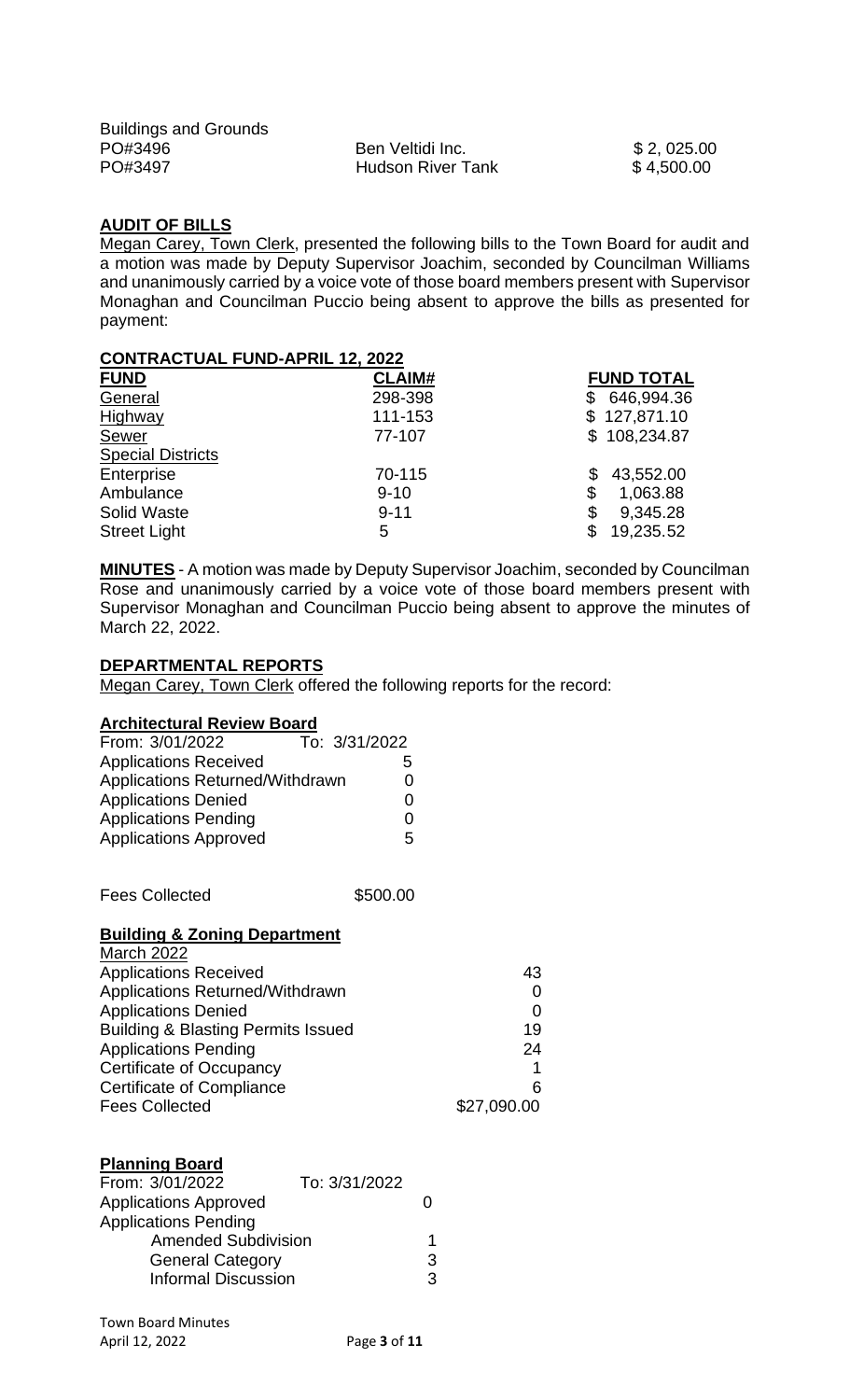Buildings and Grounds

| | | |
|---|---|---|
| PO#3496 | Ben Veltidi Inc. | $ 2, 025.00 |
| PO#3497 | Hudson River Tank | $ 4,500.00 |

**AUDIT OF BILLS**

Megan Carey, Town Clerk, presented the following bills to the Town Board for audit and a motion was made by Deputy Supervisor Joachim, seconded by Councilman Williams and unanimously carried by a voice vote of those board members present with Supervisor Monaghan and Councilman Puccio being absent to approve the bills as presented for payment:

**CONTRACTUAL FUND-APRIL 12, 2022**

| FUND | CLAIM# | FUND TOTAL |
|---|---|---|
| General | 298-398 | $ 646,994.36 |
| Highway | 111-153 | $ 127,871.10 |
| Sewer | 77-107 | $ 108,234.87 |
| Special Districts | | |
| Enterprise | 70-115 | $ 43,552.00 |
| Ambulance | 9-10 | $ 1,063.88 |
| Solid Waste | 9-11 | $ 9,345.28 |
| Street Light | 5 | $ 19,235.52 |

**MINUTES** - A motion was made by Deputy Supervisor Joachim, seconded by Councilman Rose and unanimously carried by a voice vote of those board members present with Supervisor Monaghan and Councilman Puccio being absent to approve the minutes of March 22, 2022.

**DEPARTMENTAL REPORTS**

Megan Carey, Town Clerk offered the following reports for the record:

**Architectural Review Board**

| From: 3/01/2022 | To: 3/31/2022 |
|---|---|
| Applications Received | 5 |
| Applications Returned/Withdrawn | 0 |
| Applications Denied | 0 |
| Applications Pending | 0 |
| Applications Approved | 5 |

Fees Collected $500.00

**Building & Zoning Department**

| March 2022 | |
|---|---|
| Applications Received | 43 |
| Applications Returned/Withdrawn | 0 |
| Applications Denied | 0 |
| Building & Blasting Permits Issued | 19 |
| Applications Pending | 24 |
| Certificate of Occupancy | 1 |
| Certificate of Compliance | 6 |
| Fees Collected | $27,090.00 |

**Planning Board**

| From: 3/01/2022 | To: 3/31/2022 |
|---|---|
| Applications Approved | 0 |
| Applications Pending | |
| Amended Subdivision | 1 |
| General Category | 3 |
| Informal Discussion | 3 |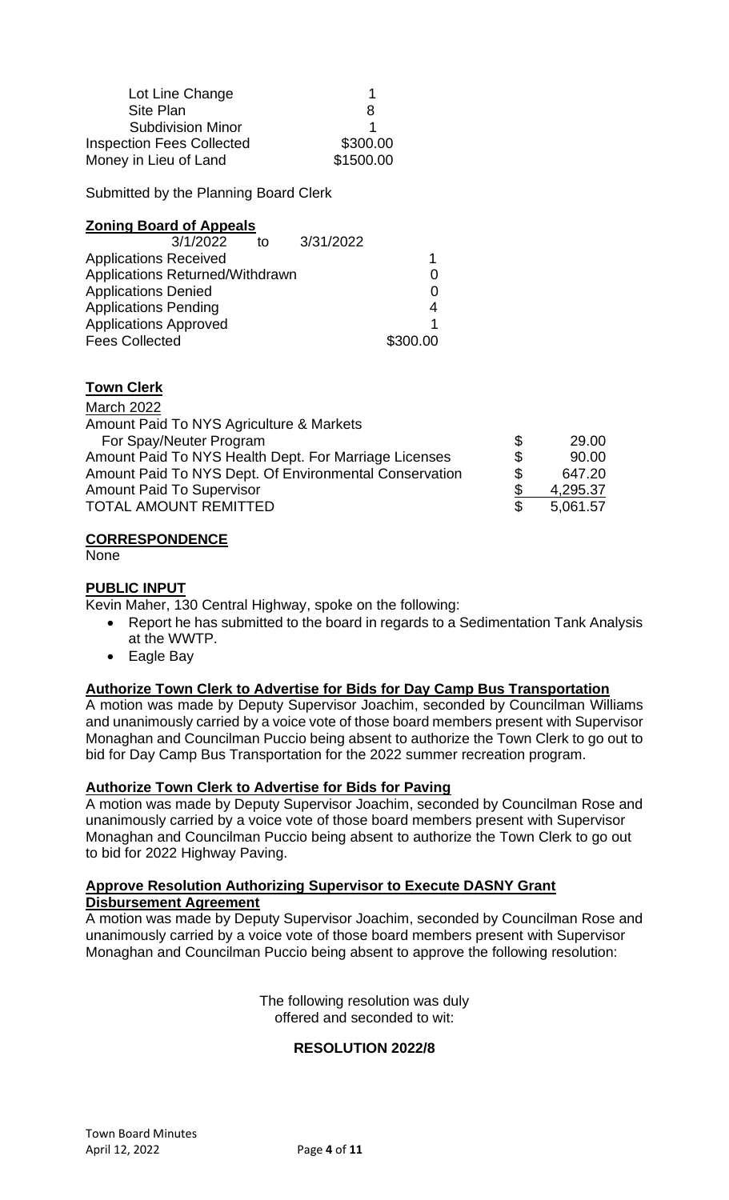| | |
|---|---|
| Lot Line Change | 1 |
| Site Plan | 8 |
| Subdivision Minor | 1 |
| Inspection Fees Collected | \$300.00 |
| Money in Lieu of Land | \$1500.00 |

Submitted by the Planning Board Clerk

**Zoning Board of Appeals**

| 3/1/2022 to 3/31/2022 | |
|---|---|
| Applications Received | 1 |
| Applications Returned/Withdrawn | 0 |
| Applications Denied | 0 |
| Applications Pending | 4 |
| Applications Approved | 1 |
| Fees Collected | \$300.00 |

**Town Clerk**

March 2022

| | | |
|---|---|---|
| Amount Paid To NYS Agriculture & Markets For Spay/Neuter Program | \$ | 29.00 |
| Amount Paid To NYS Health Dept. For Marriage Licenses | \$ | 90.00 |
| Amount Paid To NYS Dept. Of Environmental Conservation | \$ | 647.20 |
| Amount Paid To Supervisor | \$ | 4,295.37 |
| TOTAL AMOUNT REMITTED | \$ | 5,061.57 |

**CORRESPONDENCE**

None

**PUBLIC INPUT**

Kevin Maher, 130 Central Highway, spoke on the following:

- Report he has submitted to the board in regards to a Sedimentation Tank Analysis at the WWTP.
- Eagle Bay

**Authorize Town Clerk to Advertise for Bids for Day Camp Bus Transportation**

A motion was made by Deputy Supervisor Joachim, seconded by Councilman Williams and unanimously carried by a voice vote of those board members present with Supervisor Monaghan and Councilman Puccio being absent to authorize the Town Clerk to go out to bid for Day Camp Bus Transportation for the 2022 summer recreation program.

**Authorize Town Clerk to Advertise for Bids for Paving**

A motion was made by Deputy Supervisor Joachim, seconded by Councilman Rose and unanimously carried by a voice vote of those board members present with Supervisor Monaghan and Councilman Puccio being absent to authorize the Town Clerk to go out to bid for 2022 Highway Paving.

**Approve Resolution Authorizing Supervisor to Execute DASNY Grant Disbursement Agreement**

A motion was made by Deputy Supervisor Joachim, seconded by Councilman Rose and unanimously carried by a voice vote of those board members present with Supervisor Monaghan and Councilman Puccio being absent to approve the following resolution:

The following resolution was duly offered and seconded to wit:

**RESOLUTION 2022/8**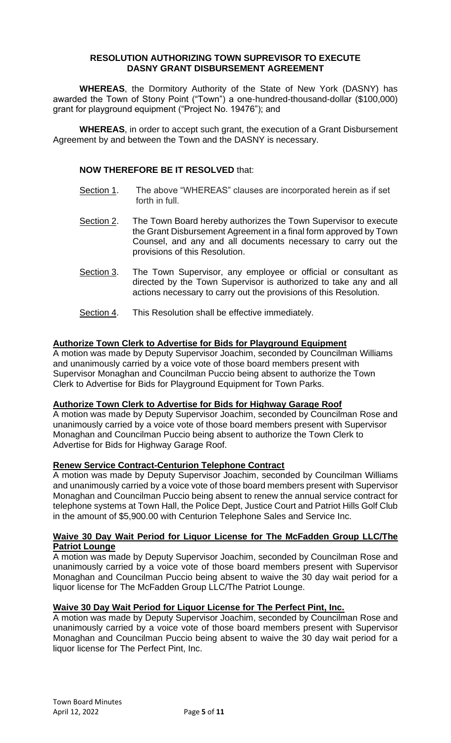**RESOLUTION AUTHORIZING TOWN SUPREVISOR TO EXECUTE DASNY GRANT DISBURSEMENT AGREEMENT**

**WHEREAS**, the Dormitory Authority of the State of New York (DASNY) has awarded the Town of Stony Point ("Town") a one-hundred-thousand-dollar ($100,000) grant for playground equipment ("Project No. 19476"); and

**WHEREAS**, in order to accept such grant, the execution of a Grant Disbursement Agreement by and between the Town and the DASNY is necessary.

**NOW THEREFORE BE IT RESOLVED** that:

Section 1. The above "WHEREAS" clauses are incorporated herein as if set forth in full.

Section 2. The Town Board hereby authorizes the Town Supervisor to execute the Grant Disbursement Agreement in a final form approved by Town Counsel, and any and all documents necessary to carry out the provisions of this Resolution.

Section 3. The Town Supervisor, any employee or official or consultant as directed by the Town Supervisor is authorized to take any and all actions necessary to carry out the provisions of this Resolution.

Section 4. This Resolution shall be effective immediately.

**Authorize Town Clerk to Advertise for Bids for Playground Equipment**

A motion was made by Deputy Supervisor Joachim, seconded by Councilman Williams and unanimously carried by a voice vote of those board members present with Supervisor Monaghan and Councilman Puccio being absent to authorize the Town Clerk to Advertise for Bids for Playground Equipment for Town Parks.

**Authorize Town Clerk to Advertise for Bids for Highway Garage Roof**

A motion was made by Deputy Supervisor Joachim, seconded by Councilman Rose and unanimously carried by a voice vote of those board members present with Supervisor Monaghan and Councilman Puccio being absent to authorize the Town Clerk to Advertise for Bids for Highway Garage Roof.

**Renew Service Contract-Centurion Telephone Contract**

A motion was made by Deputy Supervisor Joachim, seconded by Councilman Williams and unanimously carried by a voice vote of those board members present with Supervisor Monaghan and Councilman Puccio being absent to renew the annual service contract for telephone systems at Town Hall, the Police Dept, Justice Court and Patriot Hills Golf Club in the amount of $5,900.00 with Centurion Telephone Sales and Service Inc.

**Waive 30 Day Wait Period for Liquor License for The McFadden Group LLC/The Patriot Lounge**

A motion was made by Deputy Supervisor Joachim, seconded by Councilman Rose and unanimously carried by a voice vote of those board members present with Supervisor Monaghan and Councilman Puccio being absent to waive the 30 day wait period for a liquor license for The McFadden Group LLC/The Patriot Lounge.

**Waive 30 Day Wait Period for Liquor License for The Perfect Pint, Inc.**

A motion was made by Deputy Supervisor Joachim, seconded by Councilman Rose and unanimously carried by a voice vote of those board members present with Supervisor Monaghan and Councilman Puccio being absent to waive the 30 day wait period for a liquor license for The Perfect Pint, Inc.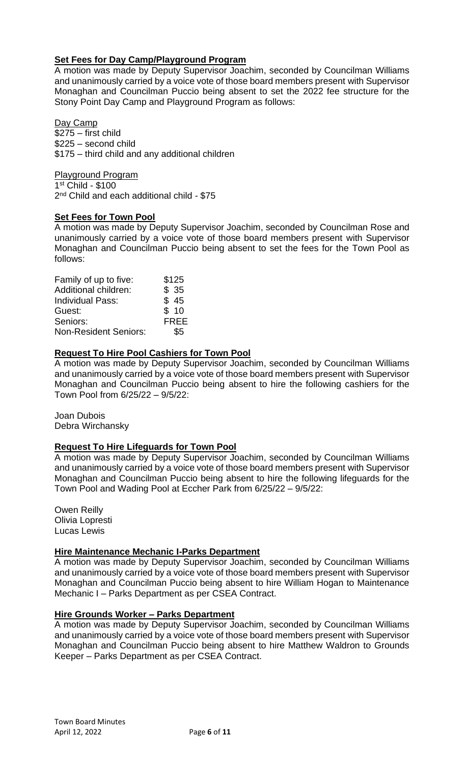**Set Fees for Day Camp/Playground Program**

A motion was made by Deputy Supervisor Joachim, seconded by Councilman Williams and unanimously carried by a voice vote of those board members present with Supervisor Monaghan and Councilman Puccio being absent to set the 2022 fee structure for the Stony Point Day Camp and Playground Program as follows:

Day Camp
$275 – first child
$225 – second child
$175 – third child and any additional children

Playground Program
1st Child - $100
2nd Child and each additional child - $75

**Set Fees for Town Pool**

A motion was made by Deputy Supervisor Joachim, seconded by Councilman Rose and unanimously carried by a voice vote of those board members present with Supervisor Monaghan and Councilman Puccio being absent to set the fees for the Town Pool as follows:

| | |
|---|---|
| Family of up to five: | $125 |
| Additional children: | $ 35 |
| Individual Pass: | $ 45 |
| Guest: | $ 10 |
| Seniors: | FREE |
| Non-Resident Seniors: | $5 |

**Request To Hire Pool Cashiers for Town Pool**

A motion was made by Deputy Supervisor Joachim, seconded by Councilman Williams and unanimously carried by a voice vote of those board members present with Supervisor Monaghan and Councilman Puccio being absent to hire the following cashiers for the Town Pool from 6/25/22 – 9/5/22:

Joan Dubois
Debra Wirchansky

**Request To Hire Lifeguards for Town Pool**

A motion was made by Deputy Supervisor Joachim, seconded by Councilman Williams and unanimously carried by a voice vote of those board members present with Supervisor Monaghan and Councilman Puccio being absent to hire the following lifeguards for the Town Pool and Wading Pool at Eccher Park from 6/25/22 – 9/5/22:

Owen Reilly
Olivia Lopresti
Lucas Lewis

**Hire Maintenance Mechanic I-Parks Department**

A motion was made by Deputy Supervisor Joachim, seconded by Councilman Williams and unanimously carried by a voice vote of those board members present with Supervisor Monaghan and Councilman Puccio being absent to hire William Hogan to Maintenance Mechanic I – Parks Department as per CSEA Contract.

**Hire Grounds Worker – Parks Department**

A motion was made by Deputy Supervisor Joachim, seconded by Councilman Williams and unanimously carried by a voice vote of those board members present with Supervisor Monaghan and Councilman Puccio being absent to hire Matthew Waldron to Grounds Keeper – Parks Department as per CSEA Contract.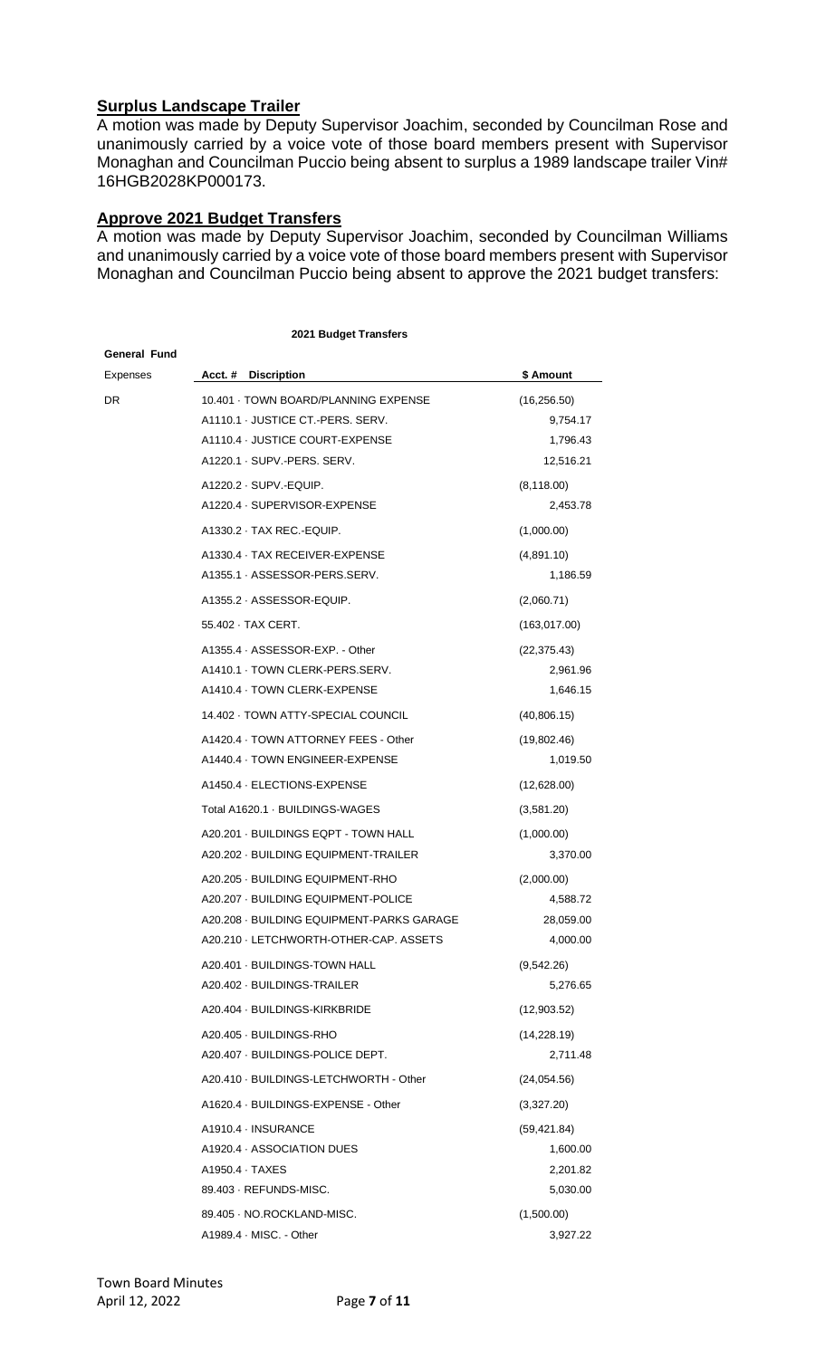## **Surplus Landscape Trailer**

A motion was made by Deputy Supervisor Joachim, seconded by Councilman Rose and unanimously carried by a voice vote of those board members present with Supervisor Monaghan and Councilman Puccio being absent to surplus a 1989 landscape trailer Vin# 16HGB2028KP000173.

## **Approve 2021 Budget Transfers**

A motion was made by Deputy Supervisor Joachim, seconded by Councilman Williams and unanimously carried by a voice vote of those board members present with Supervisor Monaghan and Councilman Puccio being absent to approve the 2021 budget transfers:

**2021 Budget Transfers**

| **General Fund** | | |
|---|---|---|
| Expenses | **Acct. # Discription** | **$ Amount** |
| DR | 10.401 · TOWN BOARD/PLANNING EXPENSE | (16,256.50) |
| | A1110.1 · JUSTICE CT.-PERS. SERV. | 9,754.17 |
| | A1110.4 · JUSTICE COURT-EXPENSE | 1,796.43 |
| | A1220.1 · SUPV.-PERS. SERV. | 12,516.21 |
| | A1220.2 · SUPV.-EQUIP. | (8,118.00) |
| | A1220.4 · SUPERVISOR-EXPENSE | 2,453.78 |
| | A1330.2 · TAX REC.-EQUIP. | (1,000.00) |
| | A1330.4 · TAX RECEIVER-EXPENSE | (4,891.10) |
| | A1355.1 · ASSESSOR-PERS.SERV. | 1,186.59 |
| | A1355.2 · ASSESSOR-EQUIP. | (2,060.71) |
| | 55.402 · TAX CERT. | (163,017.00) |
| | A1355.4 · ASSESSOR-EXP. - Other | (22,375.43) |
| | A1410.1 · TOWN CLERK-PERS.SERV. | 2,961.96 |
| | A1410.4 · TOWN CLERK-EXPENSE | 1,646.15 |
| | 14.402 · TOWN ATTY-SPECIAL COUNCIL | (40,806.15) |
| | A1420.4 · TOWN ATTORNEY FEES - Other | (19,802.46) |
| | A1440.4 · TOWN ENGINEER-EXPENSE | 1,019.50 |
| | A1450.4 · ELECTIONS-EXPENSE | (12,628.00) |
| | Total A1620.1 · BUILDINGS-WAGES | (3,581.20) |
| | A20.201 · BUILDINGS EQPT - TOWN HALL | (1,000.00) |
| | A20.202 · BUILDING EQUIPMENT-TRAILER | 3,370.00 |
| | A20.205 · BUILDING EQUIPMENT-RHO | (2,000.00) |
| | A20.207 · BUILDING EQUIPMENT-POLICE | 4,588.72 |
| | A20.208 · BUILDING EQUIPMENT-PARKS GARAGE | 28,059.00 |
| | A20.210 · LETCHWORTH-OTHER-CAP. ASSETS | 4,000.00 |
| | A20.401 · BUILDINGS-TOWN HALL | (9,542.26) |
| | A20.402 · BUILDINGS-TRAILER | 5,276.65 |
| | A20.404 · BUILDINGS-KIRKBRIDE | (12,903.52) |
| | A20.405 · BUILDINGS-RHO | (14,228.19) |
| | A20.407 · BUILDINGS-POLICE DEPT. | 2,711.48 |
| | A20.410 · BUILDINGS-LETCHWORTH - Other | (24,054.56) |
| | A1620.4 · BUILDINGS-EXPENSE - Other | (3,327.20) |
| | A1910.4 · INSURANCE | (59,421.84) |
| | A1920.4 · ASSOCIATION DUES | 1,600.00 |
| | A1950.4 · TAXES | 2,201.82 |
| | 89.403 · REFUNDS-MISC. | 5,030.00 |
| | 89.405 · NO.ROCKLAND-MISC. | (1,500.00) |
| | A1989.4 · MISC. - Other | 3,927.22 |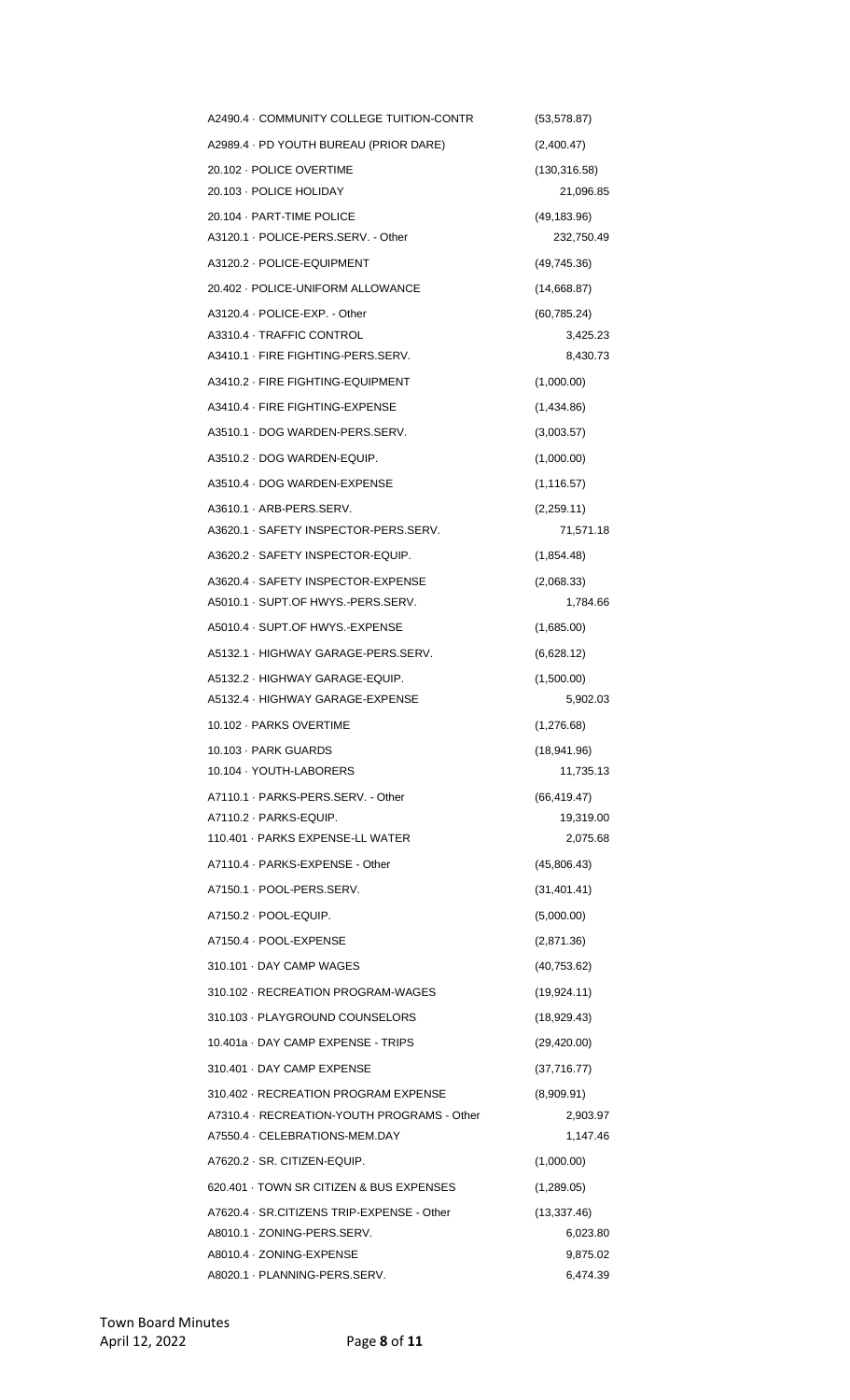| | |
|---|---|
| A2490.4 · COMMUNITY COLLEGE TUITION-CONTR | (53,578.87) |
| A2989.4 · PD YOUTH BUREAU (PRIOR DARE) | (2,400.47) |
| 20.102 · POLICE OVERTIME | (130,316.58) |
| 20.103 · POLICE HOLIDAY | 21,096.85 |
| 20.104 · PART-TIME POLICE | (49,183.96) |
| A3120.1 · POLICE-PERS.SERV. - Other | 232,750.49 |
| A3120.2 · POLICE-EQUIPMENT | (49,745.36) |
| 20.402 · POLICE-UNIFORM ALLOWANCE | (14,668.87) |
| A3120.4 · POLICE-EXP. - Other | (60,785.24) |
| A3310.4 · TRAFFIC CONTROL | 3,425.23 |
| A3410.1 · FIRE FIGHTING-PERS.SERV. | 8,430.73 |
| A3410.2 · FIRE FIGHTING-EQUIPMENT | (1,000.00) |
| A3410.4 · FIRE FIGHTING-EXPENSE | (1,434.86) |
| A3510.1 · DOG WARDEN-PERS.SERV. | (3,003.57) |
| A3510.2 · DOG WARDEN-EQUIP. | (1,000.00) |
| A3510.4 · DOG WARDEN-EXPENSE | (1,116.57) |
| A3610.1 · ARB-PERS.SERV. | (2,259.11) |
| A3620.1 · SAFETY INSPECTOR-PERS.SERV. | 71,571.18 |
| A3620.2 · SAFETY INSPECTOR-EQUIP. | (1,854.48) |
| A3620.4 · SAFETY INSPECTOR-EXPENSE | (2,068.33) |
| A5010.1 · SUPT.OF HWYS.-PERS.SERV. | 1,784.66 |
| A5010.4 · SUPT.OF HWYS.-EXPENSE | (1,685.00) |
| A5132.1 · HIGHWAY GARAGE-PERS.SERV. | (6,628.12) |
| A5132.2 · HIGHWAY GARAGE-EQUIP. | (1,500.00) |
| A5132.4 · HIGHWAY GARAGE-EXPENSE | 5,902.03 |
| 10.102 · PARKS OVERTIME | (1,276.68) |
| 10.103 · PARK GUARDS | (18,941.96) |
| 10.104 · YOUTH-LABORERS | 11,735.13 |
| A7110.1 · PARKS-PERS.SERV. - Other | (66,419.47) |
| A7110.2 · PARKS-EQUIP. | 19,319.00 |
| 110.401 · PARKS EXPENSE-LL WATER | 2,075.68 |
| A7110.4 · PARKS-EXPENSE - Other | (45,806.43) |
| A7150.1 · POOL-PERS.SERV. | (31,401.41) |
| A7150.2 · POOL-EQUIP. | (5,000.00) |
| A7150.4 · POOL-EXPENSE | (2,871.36) |
| 310.101 · DAY CAMP WAGES | (40,753.62) |
| 310.102 · RECREATION PROGRAM-WAGES | (19,924.11) |
| 310.103 · PLAYGROUND COUNSELORS | (18,929.43) |
| 10.401a · DAY CAMP EXPENSE - TRIPS | (29,420.00) |
| 310.401 · DAY CAMP EXPENSE | (37,716.77) |
| 310.402 · RECREATION PROGRAM EXPENSE | (8,909.91) |
| A7310.4 · RECREATION-YOUTH PROGRAMS - Other | 2,903.97 |
| A7550.4 · CELEBRATIONS-MEM.DAY | 1,147.46 |
| A7620.2 · SR. CITIZEN-EQUIP. | (1,000.00) |
| 620.401 · TOWN SR CITIZEN & BUS EXPENSES | (1,289.05) |
| A7620.4 · SR.CITIZENS TRIP-EXPENSE - Other | (13,337.46) |
| A8010.1 · ZONING-PERS.SERV. | 6,023.80 |
| A8010.4 · ZONING-EXPENSE | 9,875.02 |
| A8020.1 · PLANNING-PERS.SERV. | 6,474.39 |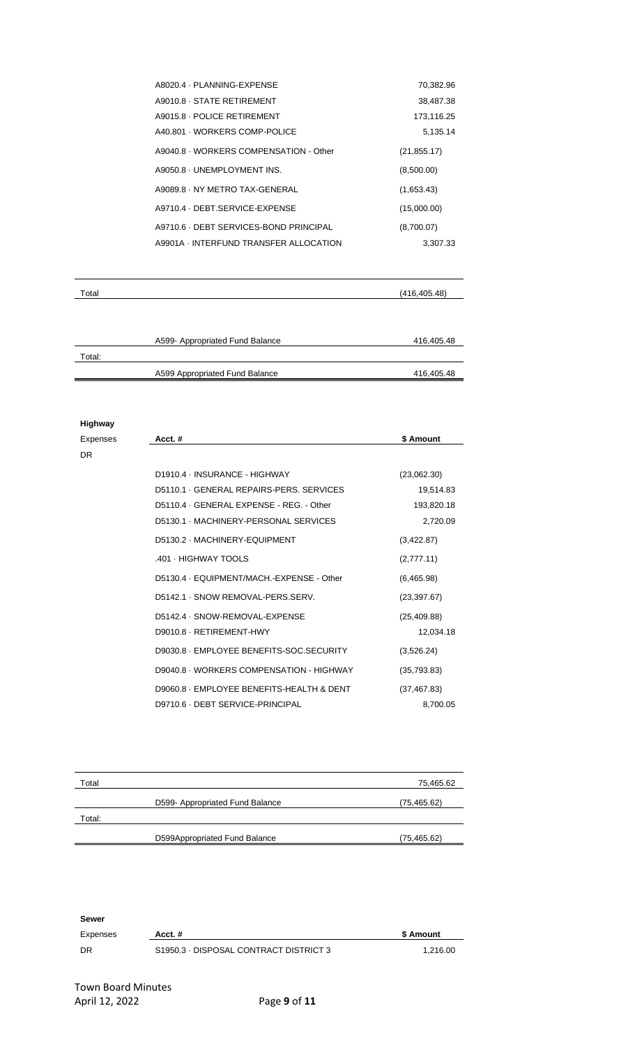| | | |
|---|---|---|
| | A8020.4 · PLANNING-EXPENSE | 70,382.96 |
| | A9010.8 · STATE RETIREMENT | 38,487.38 |
| | A9015.8 · POLICE RETIREMENT | 173,116.25 |
| | A40.801 · WORKERS COMP-POLICE | 5,135.14 |
| | A9040.8 · WORKERS COMPENSATION - Other | (21,855.17) |
| | A9050.8 · UNEMPLOYMENT INS. | (8,500.00) |
| | A9089.8 · NY METRO TAX-GENERAL | (1,653.43) |
| | A9710.4 · DEBT.SERVICE-EXPENSE | (15,000.00) |
| | A9710.6 · DEBT SERVICES-BOND PRINCIPAL | (8,700.07) |
| | A9901A · INTERFUND TRANSFER ALLOCATION | 3,307.33 |
| Total | | (416,405.48) |
| | A599- Appropriated Fund Balance | 416,405.48 |
| Total: | | |
| | A599 Appropriated Fund Balance | 416,405.48 |

**Highway**

| Expenses | Acct. # | $ Amount |
|---|---|---|
| DR | | |
| | D1910.4 · INSURANCE - HIGHWAY | (23,062.30) |
| | D5110.1 · GENERAL REPAIRS-PERS. SERVICES | 19,514.83 |
| | D5110.4 · GENERAL EXPENSE - REG. - Other | 193,820.18 |
| | D5130.1 · MACHINERY-PERSONAL SERVICES | 2,720.09 |
| | D5130.2 · MACHINERY-EQUIPMENT | (3,422.87) |
| | .401 · HIGHWAY TOOLS | (2,777.11) |
| | D5130.4 · EQUIPMENT/MACH.-EXPENSE - Other | (6,465.98) |
| | D5142.1 · SNOW REMOVAL-PERS.SERV. | (23,397.67) |
| | D5142.4 · SNOW-REMOVAL-EXPENSE | (25,409.88) |
| | D9010.8 · RETIREMENT-HWY | 12,034.18 |
| | D9030.8 · EMPLOYEE BENEFITS-SOC.SECURITY | (3,526.24) |
| | D9040.8 · WORKERS COMPENSATION - HIGHWAY | (35,793.83) |
| | D9060.8 · EMPLOYEE BENEFITS-HEALTH & DENT | (37,467.83) |
| | D9710.6 · DEBT SERVICE-PRINCIPAL | 8,700.05 |
| Total | | 75,465.62 |
| | D599- Appropriated Fund Balance | (75,465.62) |
| Total: | | |
| | D599Appropriated Fund Balance | (75,465.62) |

**Sewer**

| Expenses | Acct. # | $ Amount |
|---|---|---|
| DR | S1950.3 · DISPOSAL CONTRACT DISTRICT 3 | 1,216.00 |

Town Board Minutes
April 12, 2022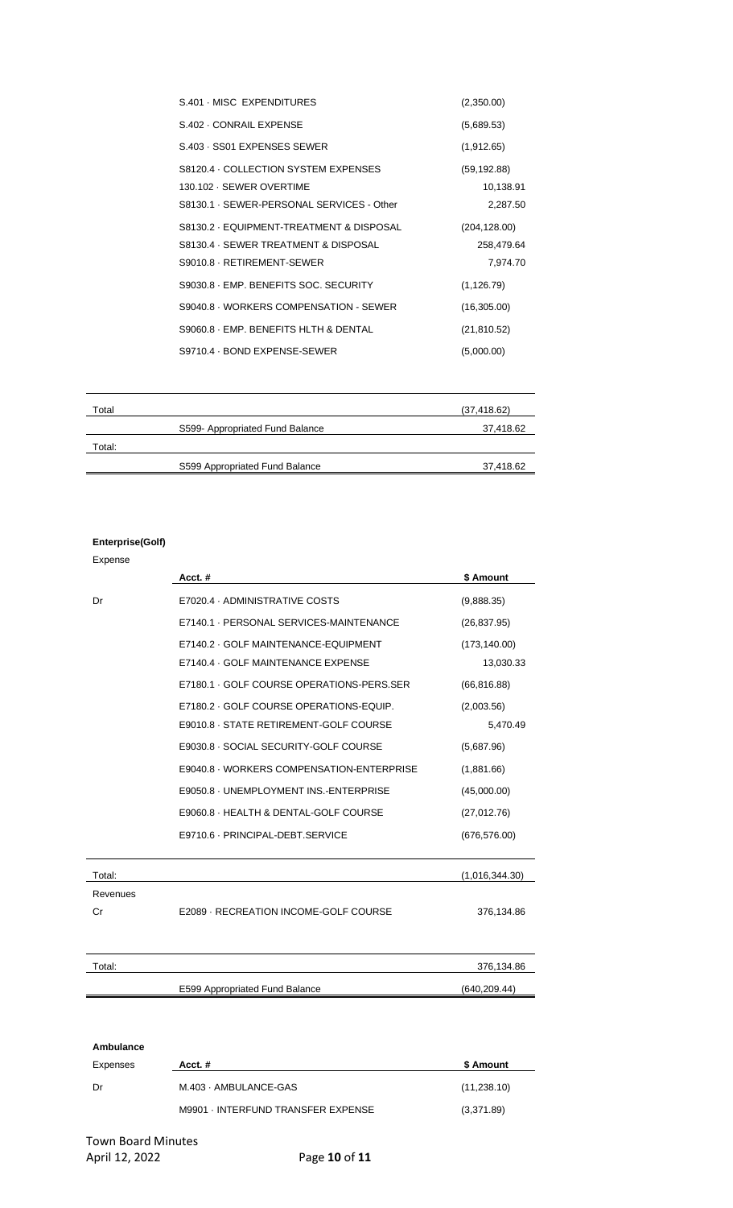| | |
|---|---|
| S.401 · MISC EXPENDITURES | (2,350.00) |
| S.402 · CONRAIL EXPENSE | (5,689.53) |
| S.403 · SS01 EXPENSES SEWER | (1,912.65) |
| S8120.4 · COLLECTION SYSTEM EXPENSES | (59,192.88) |
| 130.102 · SEWER OVERTIME | 10,138.91 |
| S8130.1 · SEWER-PERSONAL SERVICES - Other | 2,287.50 |
| S8130.2 · EQUIPMENT-TREATMENT & DISPOSAL | (204,128.00) |
| S8130.4 · SEWER TREATMENT & DISPOSAL | 258,479.64 |
| S9010.8 · RETIREMENT-SEWER | 7,974.70 |
| S9030.8 · EMP. BENEFITS SOC. SECURITY | (1,126.79) |
| S9040.8 · WORKERS COMPENSATION - SEWER | (16,305.00) |
| S9060.8 · EMP. BENEFITS HLTH & DENTAL | (21,810.52) |
| S9710.4 · BOND EXPENSE-SEWER | (5,000.00) |

| | | |
|---|---|---|
| Total | | (37,418.62) |
| | S599- Appropriated Fund Balance | 37,418.62 |
| Total: | | |
| | S599 Appropriated Fund Balance | 37,418.62 |

**Enterprise(Golf)**

Expense

| | Acct. # | $ Amount |
|---|---|---|
| Dr | E7020.4 · ADMINISTRATIVE COSTS | (9,888.35) |
| | E7140.1 · PERSONAL SERVICES-MAINTENANCE | (26,837.95) |
| | E7140.2 · GOLF MAINTENANCE-EQUIPMENT | (173,140.00) |
| | E7140.4 · GOLF MAINTENANCE EXPENSE | 13,030.33 |
| | E7180.1 · GOLF COURSE OPERATIONS-PERS.SER | (66,816.88) |
| | E7180.2 · GOLF COURSE OPERATIONS-EQUIP. | (2,003.56) |
| | E9010.8 · STATE RETIREMENT-GOLF COURSE | 5,470.49 |
| | E9030.8 · SOCIAL SECURITY-GOLF COURSE | (5,687.96) |
| | E9040.8 · WORKERS COMPENSATION-ENTERPRISE | (1,881.66) |
| | E9050.8 · UNEMPLOYMENT INS.-ENTERPRISE | (45,000.00) |
| | E9060.8 · HEALTH & DENTAL-GOLF COURSE | (27,012.76) |
| | E9710.6 · PRINCIPAL-DEBT.SERVICE | (676,576.00) |
| Total: | | (1,016,344.30) |
| Revenues | | |
| Cr | E2089 · RECREATION INCOME-GOLF COURSE | 376,134.86 |
| Total: | | 376,134.86 |
| | E599 Appropriated Fund Balance | (640,209.44) |

**Ambulance**

| Expenses | Acct. # | $ Amount |
|---|---|---|
| Dr | M.403 · AMBULANCE-GAS | (11,238.10) |
| | M9901 · INTERFUND TRANSFER EXPENSE | (3,371.89) |

Town Board Minutes
April 12, 2022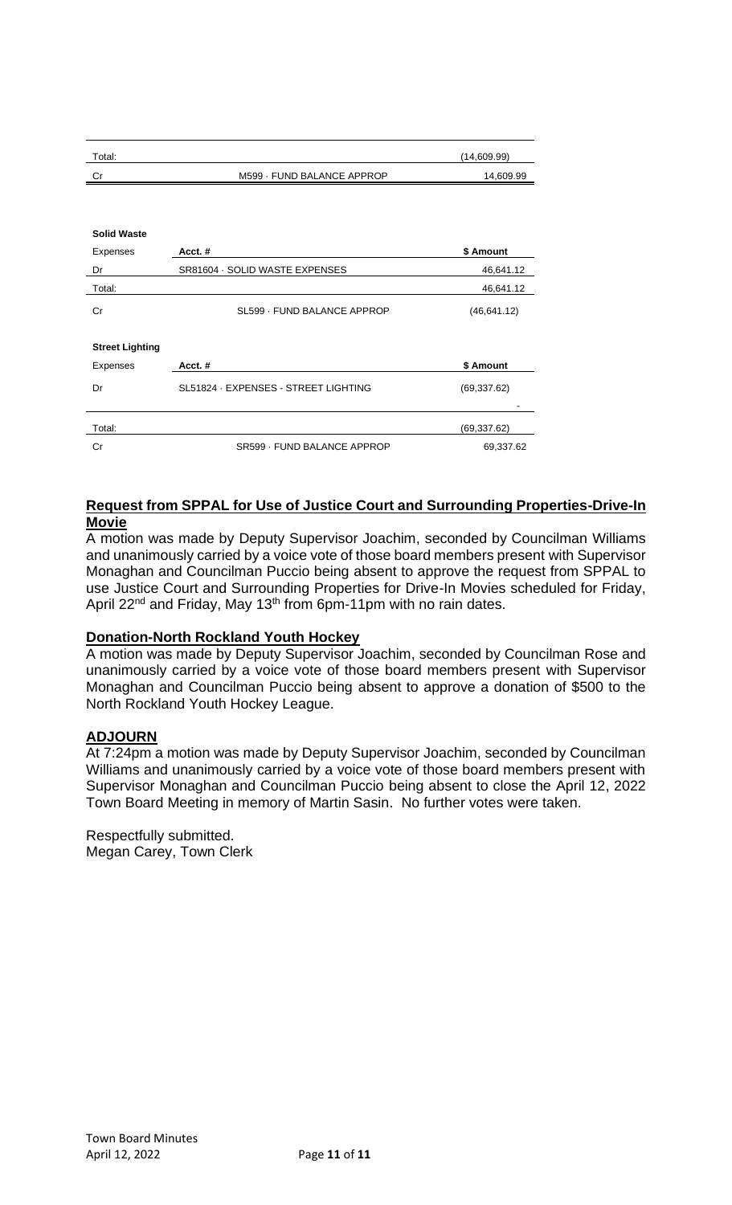| | | |
|---|---|---|
| Total: | | (14,609.99) |
| Cr | M599 · FUND BALANCE APPROP | 14,609.99 |

**Solid Waste**

| Expenses | Acct. # | $ Amount |
|---|---|---|
| Dr | SR81604 · SOLID WASTE EXPENSES | 46,641.12 |
| Total: | | 46,641.12 |
| Cr | SL599 · FUND BALANCE APPROP | (46,641.12) |

**Street Lighting**

| Expenses | Acct. # | $ Amount |
|---|---|---|
| Dr | SL51824 · EXPENSES - STREET LIGHTING | (69,337.62) |
| | | - |
| Total: | | (69,337.62) |
| Cr | SR599 · FUND BALANCE APPROP | 69,337.62 |

## Request from SPPAL for Use of Justice Court and Surrounding Properties-Drive-In Movie

A motion was made by Deputy Supervisor Joachim, seconded by Councilman Williams and unanimously carried by a voice vote of those board members present with Supervisor Monaghan and Councilman Puccio being absent to approve the request from SPPAL to use Justice Court and Surrounding Properties for Drive-In Movies scheduled for Friday, April 22nd and Friday, May 13th from 6pm-11pm with no rain dates.

## Donation-North Rockland Youth Hockey

A motion was made by Deputy Supervisor Joachim, seconded by Councilman Rose and unanimously carried by a voice vote of those board members present with Supervisor Monaghan and Councilman Puccio being absent to approve a donation of $500 to the North Rockland Youth Hockey League.

## ADJOURN

At 7:24pm a motion was made by Deputy Supervisor Joachim, seconded by Councilman Williams and unanimously carried by a voice vote of those board members present with Supervisor Monaghan and Councilman Puccio being absent to close the April 12, 2022 Town Board Meeting in memory of Martin Sasin. No further votes were taken.

Respectfully submitted.
Megan Carey, Town Clerk